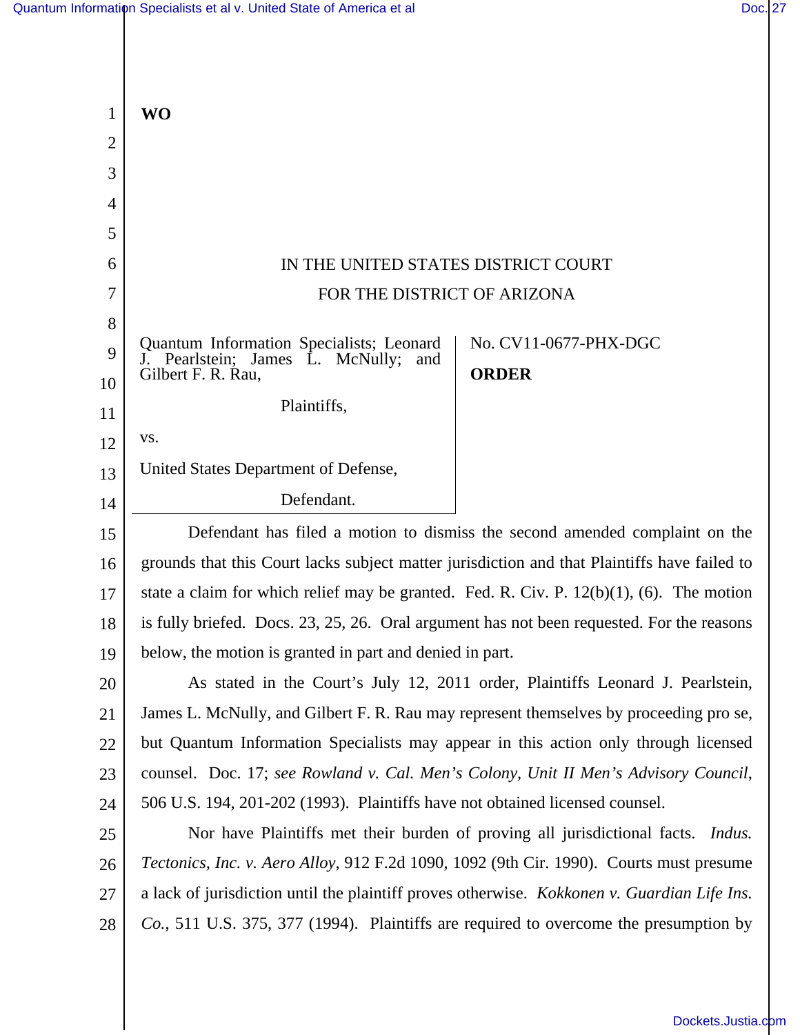**WO**

IN THE UNITED STATES DISTRICT COURT

FOR THE DISTRICT OF ARIZONA

Quantum Information Specialists; Leonard J. Pearlstein; James L. McNully; and Gilbert F. R. Rau,

Plaintiffs,

vs.

United States Department of Defense,

Defendant.

No. CV11-0677-PHX-DGC

**ORDER**

Defendant has filed a motion to dismiss the second amended complaint on the grounds that this Court lacks subject matter jurisdiction and that Plaintiffs have failed to state a claim for which relief may be granted. Fed. R. Civ. P. 12(b)(1), (6). The motion is fully briefed. Docs. 23, 25, 26. Oral argument has not been requested. For the reasons below, the motion is granted in part and denied in part.

As stated in the Court's July 12, 2011 order, Plaintiffs Leonard J. Pearlstein, James L. McNully, and Gilbert F. R. Rau may represent themselves by proceeding pro se, but Quantum Information Specialists may appear in this action only through licensed counsel. Doc. 17; *see Rowland v. Cal. Men's Colony, Unit II Men's Advisory Council*, 506 U.S. 194, 201-202 (1993). Plaintiffs have not obtained licensed counsel.

Nor have Plaintiffs met their burden of proving all jurisdictional facts. *Indus. Tectonics, Inc. v. Aero Alloy*, 912 F.2d 1090, 1092 (9th Cir. 1990). Courts must presume a lack of jurisdiction until the plaintiff proves otherwise. *Kokkonen v. Guardian Life Ins. Co.*, 511 U.S. 375, 377 (1994). Plaintiffs are required to overcome the presumption by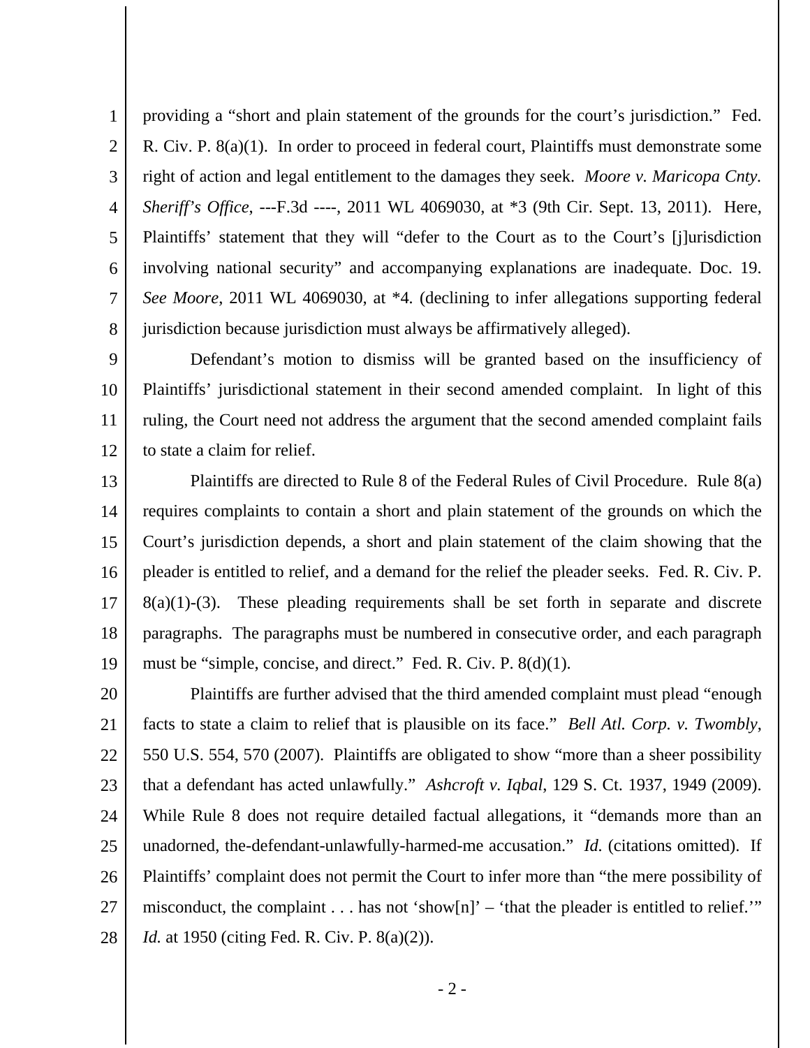providing a "short and plain statement of the grounds for the court's jurisdiction." Fed. R. Civ. P. 8(a)(1). In order to proceed in federal court, Plaintiffs must demonstrate some right of action and legal entitlement to the damages they seek. *Moore v. Maricopa Cnty. Sheriff's Office*, ---F.3d ----, 2011 WL 4069030, at *3 (9th Cir. Sept. 13, 2011). Here, Plaintiffs' statement that they will "defer to the Court as to the Court's [j]urisdiction involving national security" and accompanying explanations are inadequate. Doc. 19. *See Moore*, 2011 WL 4069030, at *4. (declining to infer allegations supporting federal jurisdiction because jurisdiction must always be affirmatively alleged).

Defendant's motion to dismiss will be granted based on the insufficiency of Plaintiffs' jurisdictional statement in their second amended complaint. In light of this ruling, the Court need not address the argument that the second amended complaint fails to state a claim for relief.

Plaintiffs are directed to Rule 8 of the Federal Rules of Civil Procedure. Rule 8(a) requires complaints to contain a short and plain statement of the grounds on which the Court's jurisdiction depends, a short and plain statement of the claim showing that the pleader is entitled to relief, and a demand for the relief the pleader seeks. Fed. R. Civ. P. 8(a)(1)-(3). These pleading requirements shall be set forth in separate and discrete paragraphs. The paragraphs must be numbered in consecutive order, and each paragraph must be "simple, concise, and direct." Fed. R. Civ. P. 8(d)(1).

Plaintiffs are further advised that the third amended complaint must plead "enough facts to state a claim to relief that is plausible on its face." *Bell Atl. Corp. v. Twombly*, 550 U.S. 554, 570 (2007). Plaintiffs are obligated to show "more than a sheer possibility that a defendant has acted unlawfully." *Ashcroft v. Iqbal*, 129 S. Ct. 1937, 1949 (2009). While Rule 8 does not require detailed factual allegations, it "demands more than an unadorned, the-defendant-unlawfully-harmed-me accusation." *Id.* (citations omitted). If Plaintiffs' complaint does not permit the Court to infer more than "the mere possibility of misconduct, the complaint . . . has not 'show[n]' – 'that the pleader is entitled to relief.'" *Id.* at 1950 (citing Fed. R. Civ. P. 8(a)(2)).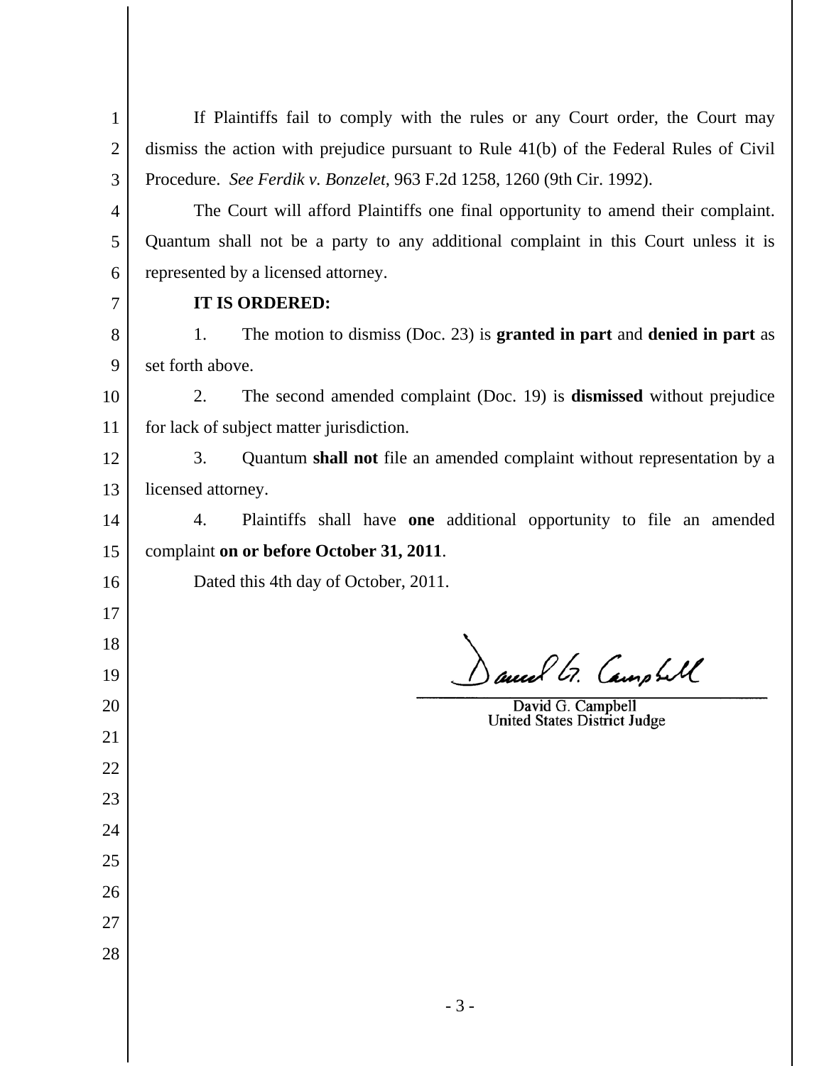If Plaintiffs fail to comply with the rules or any Court order, the Court may dismiss the action with prejudice pursuant to Rule 41(b) of the Federal Rules of Civil Procedure. *See Ferdik v. Bonzelet*, 963 F.2d 1258, 1260 (9th Cir. 1992).

The Court will afford Plaintiffs one final opportunity to amend their complaint. Quantum shall not be a party to any additional complaint in this Court unless it is represented by a licensed attorney.

**IT IS ORDERED:**

1. The motion to dismiss (Doc. 23) is **granted in part** and **denied in part** as set forth above.

2. The second amended complaint (Doc. 19) is **dismissed** without prejudice for lack of subject matter jurisdiction.

3. Quantum **shall not** file an amended complaint without representation by a licensed attorney.

4. Plaintiffs shall have **one** additional opportunity to file an amended complaint **on or before October 31, 2011**.

Dated this 4th day of October, 2011.

David G. Campbell
United States District Judge